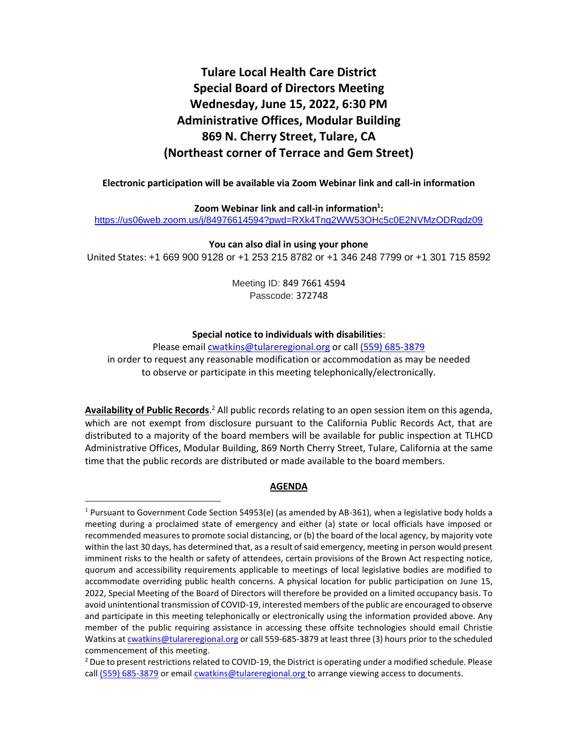# Tulare Local Health Care District
# Special Board of Directors Meeting
# Wednesday, June 15, 2022, 6:30 PM
# Administrative Offices, Modular Building
# 869 N. Cherry Street, Tulare, CA
# (Northeast corner of Terrace and Gem Street)

**Electronic participation will be available via Zoom Webinar link and call-in information**

**Zoom Webinar link and call-in information[1]:**
https://us06web.zoom.us/j/84976614594?pwd=RXk4Tng2WW53OHc5c0E2NVMzODRqdz09

**You can also dial in using your phone**
United States: +1 669 900 9128 or +1 253 215 8782 or +1 346 248 7799 or +1 301 715 8592

Meeting ID: 849 7661 4594
Passcode: 372748

**Special notice to individuals with disabilities**:
Please email cwatkins@tulareregional.org or call (559) 685-3879
in order to request any reasonable modification or accommodation as may be needed
to observe or participate in this meeting telephonically/electronically.

**Availability of Public Records**.[2] All public records relating to an open session item on this agenda, which are not exempt from disclosure pursuant to the California Public Records Act, that are distributed to a majority of the board members will be available for public inspection at TLHCD Administrative Offices, Modular Building, 869 North Cherry Street, Tulare, California at the same time that the public records are distributed or made available to the board members.

**AGENDA**

---

[1] Pursuant to Government Code Section 54953(e) (as amended by AB-361), when a legislative body holds a meeting during a proclaimed state of emergency and either (a) state or local officials have imposed or recommended measures to promote social distancing, or (b) the board of the local agency, by majority vote within the last 30 days, has determined that, as a result of said emergency, meeting in person would present imminent risks to the health or safety of attendees, certain provisions of the Brown Act respecting notice, quorum and accessibility requirements applicable to meetings of local legislative bodies are modified to accommodate overriding public health concerns. A physical location for public participation on June 15, 2022, Special Meeting of the Board of Directors will therefore be provided on a limited occupancy basis. To avoid unintentional transmission of COVID-19, interested members of the public are encouraged to observe and participate in this meeting telephonically or electronically using the information provided above. Any member of the public requiring assistance in accessing these offsite technologies should email Christie Watkins at cwatkins@tulareregional.org or call 559-685-3879 at least three (3) hours prior to the scheduled commencement of this meeting.

[2] Due to present restrictions related to COVID-19, the District is operating under a modified schedule. Please call (559) 685-3879 or email cwatkins@tulareregional.org to arrange viewing access to documents.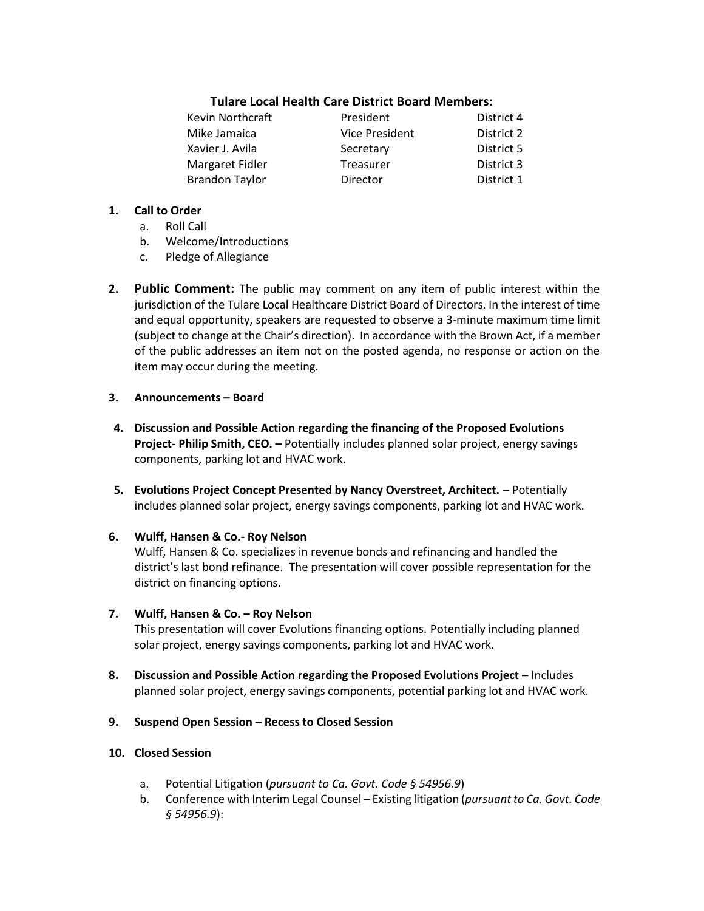**Tulare Local Health Care District Board Members:**

| | | |
|---|---|---|
| Kevin Northcraft | President | District 4 |
| Mike Jamaica | Vice President | District 2 |
| Xavier J. Avila | Secretary | District 5 |
| Margaret Fidler | Treasurer | District 3 |
| Brandon Taylor | Director | District 1 |

1. **Call to Order**
   a. Roll Call
   b. Welcome/Introductions
   c. Pledge of Allegiance

2. **Public Comment:** The public may comment on any item of public interest within the jurisdiction of the Tulare Local Healthcare District Board of Directors. In the interest of time and equal opportunity, speakers are requested to observe a 3-minute maximum time limit (subject to change at the Chair's direction). In accordance with the Brown Act, if a member of the public addresses an item not on the posted agenda, no response or action on the item may occur during the meeting.

3. **Announcements – Board**

4. **Discussion and Possible Action regarding the financing of the Proposed Evolutions Project- Philip Smith, CEO. –** Potentially includes planned solar project, energy savings components, parking lot and HVAC work.

5. **Evolutions Project Concept Presented by Nancy Overstreet, Architect.** – Potentially includes planned solar project, energy savings components, parking lot and HVAC work.

6. **Wulff, Hansen & Co.- Roy Nelson**
   Wulff, Hansen & Co. specializes in revenue bonds and refinancing and handled the district's last bond refinance. The presentation will cover possible representation for the district on financing options.

7. **Wulff, Hansen & Co. – Roy Nelson**
   This presentation will cover Evolutions financing options. Potentially including planned solar project, energy savings components, parking lot and HVAC work.

8. **Discussion and Possible Action regarding the Proposed Evolutions Project –** Includes planned solar project, energy savings components, potential parking lot and HVAC work.

9. **Suspend Open Session – Recess to Closed Session**

10. **Closed Session**
    a. Potential Litigation (*pursuant to Ca. Govt. Code § 54956.9*)
    b. Conference with Interim Legal Counsel – Existing litigation (*pursuant to Ca. Govt. Code § 54956.9*):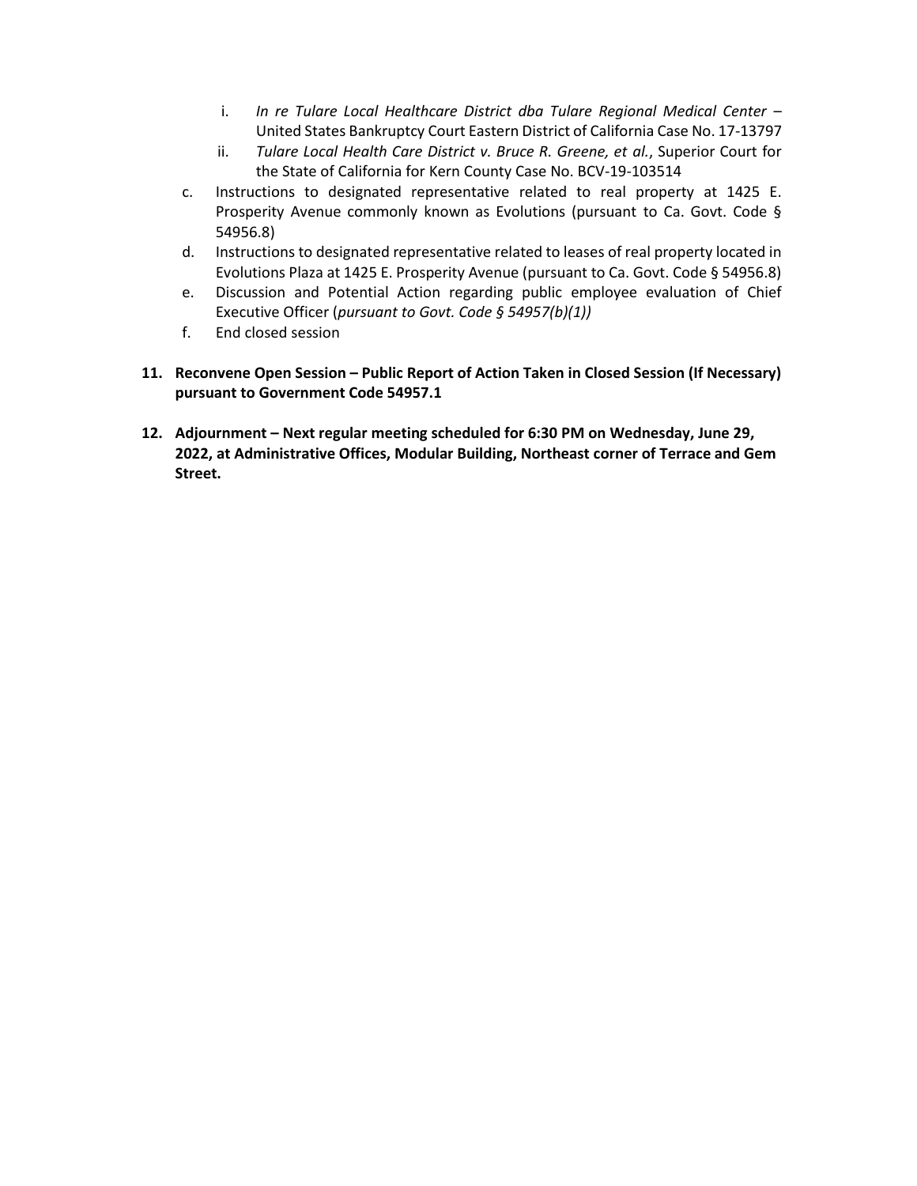i. *In re Tulare Local Healthcare District dba Tulare Regional Medical Center* – United States Bankruptcy Court Eastern District of California Case No. 17-13797
   ii. *Tulare Local Health Care District v. Bruce R. Greene, et al.*, Superior Court for the State of California for Kern County Case No. BCV-19-103514

c. Instructions to designated representative related to real property at 1425 E. Prosperity Avenue commonly known as Evolutions (pursuant to Ca. Govt. Code § 54956.8)

d. Instructions to designated representative related to leases of real property located in Evolutions Plaza at 1425 E. Prosperity Avenue (pursuant to Ca. Govt. Code § 54956.8)

e. Discussion and Potential Action regarding public employee evaluation of Chief Executive Officer (*pursuant to Govt. Code § 54957(b)(1))*

f. End closed session

**11. Reconvene Open Session – Public Report of Action Taken in Closed Session (If Necessary) pursuant to Government Code 54957.1**

**12. Adjournment – Next regular meeting scheduled for 6:30 PM on Wednesday, June 29, 2022, at Administrative Offices, Modular Building, Northeast corner of Terrace and Gem Street.**